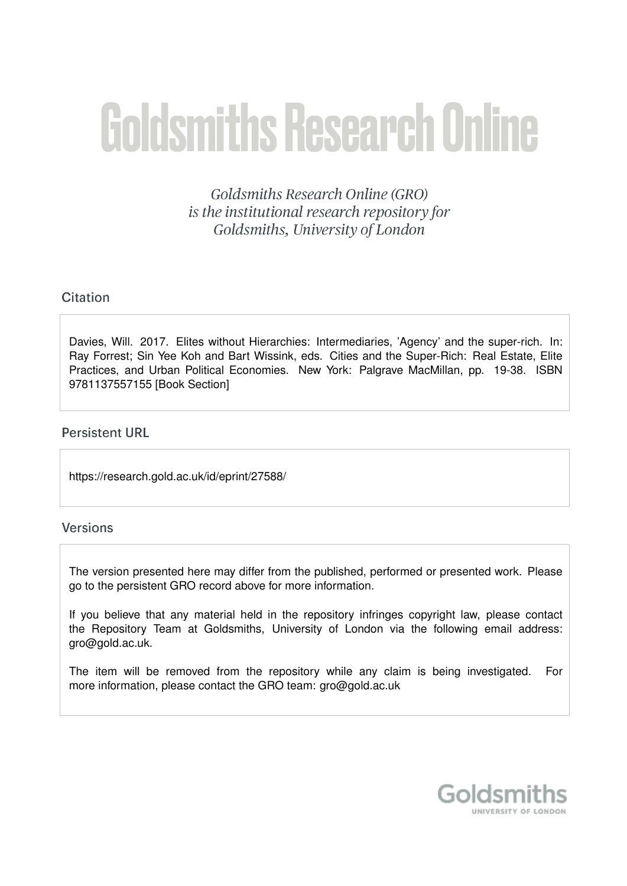# Goldsmiths Research Online

*Goldsmiths Research Online (GRO) is the institutional research repository for Goldsmiths, University of London*

## Citation

Davies, Will. 2017. Elites without Hierarchies: Intermediaries, 'Agency' and the super-rich. In: Ray Forrest; Sin Yee Koh and Bart Wissink, eds. Cities and the Super-Rich: Real Estate, Elite Practices, and Urban Political Economies. New York: Palgrave MacMillan, pp. 19-38. ISBN 9781137557155 [Book Section]

## Persistent URL

https://research.gold.ac.uk/id/eprint/27588/

## Versions

The version presented here may differ from the published, performed or presented work. Please go to the persistent GRO record above for more information.

If you believe that any material held in the repository infringes copyright law, please contact the Repository Team at Goldsmiths, University of London via the following email address: gro@gold.ac.uk.

The item will be removed from the repository while any claim is being investigated. For more information, please contact the GRO team: gro@gold.ac.uk

Goldsmiths
UNIVERSITY OF LONDON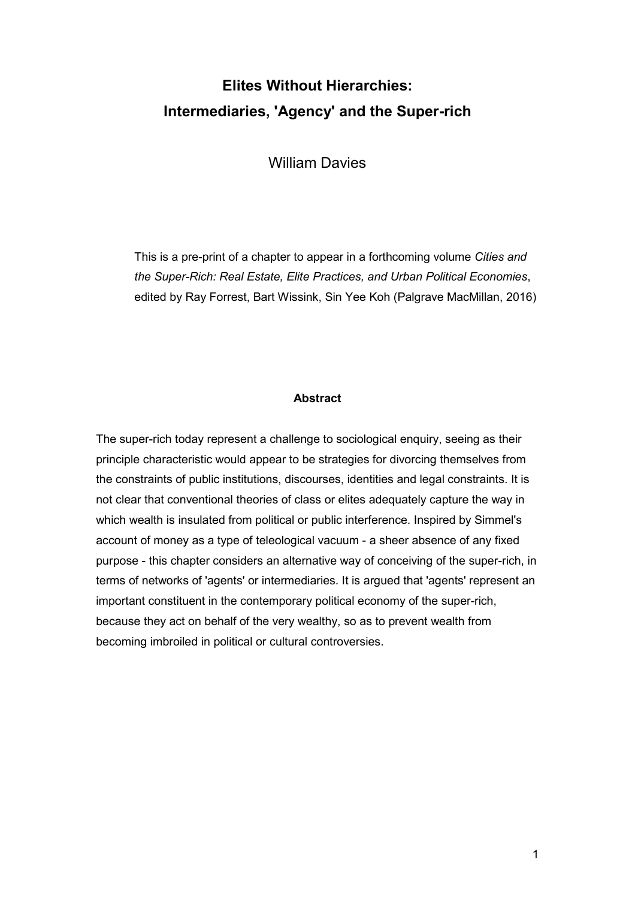# Elites Without Hierarchies: Intermediaries, 'Agency' and the Super-rich

William Davies

This is a pre-print of a chapter to appear in a forthcoming volume *Cities and the Super-Rich: Real Estate, Elite Practices, and Urban Political Economies*, edited by Ray Forrest, Bart Wissink, Sin Yee Koh (Palgrave MacMillan, 2016)

**Abstract**

The super-rich today represent a challenge to sociological enquiry, seeing as their principle characteristic would appear to be strategies for divorcing themselves from the constraints of public institutions, discourses, identities and legal constraints. It is not clear that conventional theories of class or elites adequately capture the way in which wealth is insulated from political or public interference. Inspired by Simmel's account of money as a type of teleological vacuum - a sheer absence of any fixed purpose - this chapter considers an alternative way of conceiving of the super-rich, in terms of networks of 'agents' or intermediaries. It is argued that 'agents' represent an important constituent in the contemporary political economy of the super-rich, because they act on behalf of the very wealthy, so as to prevent wealth from becoming imbroiled in political or cultural controversies.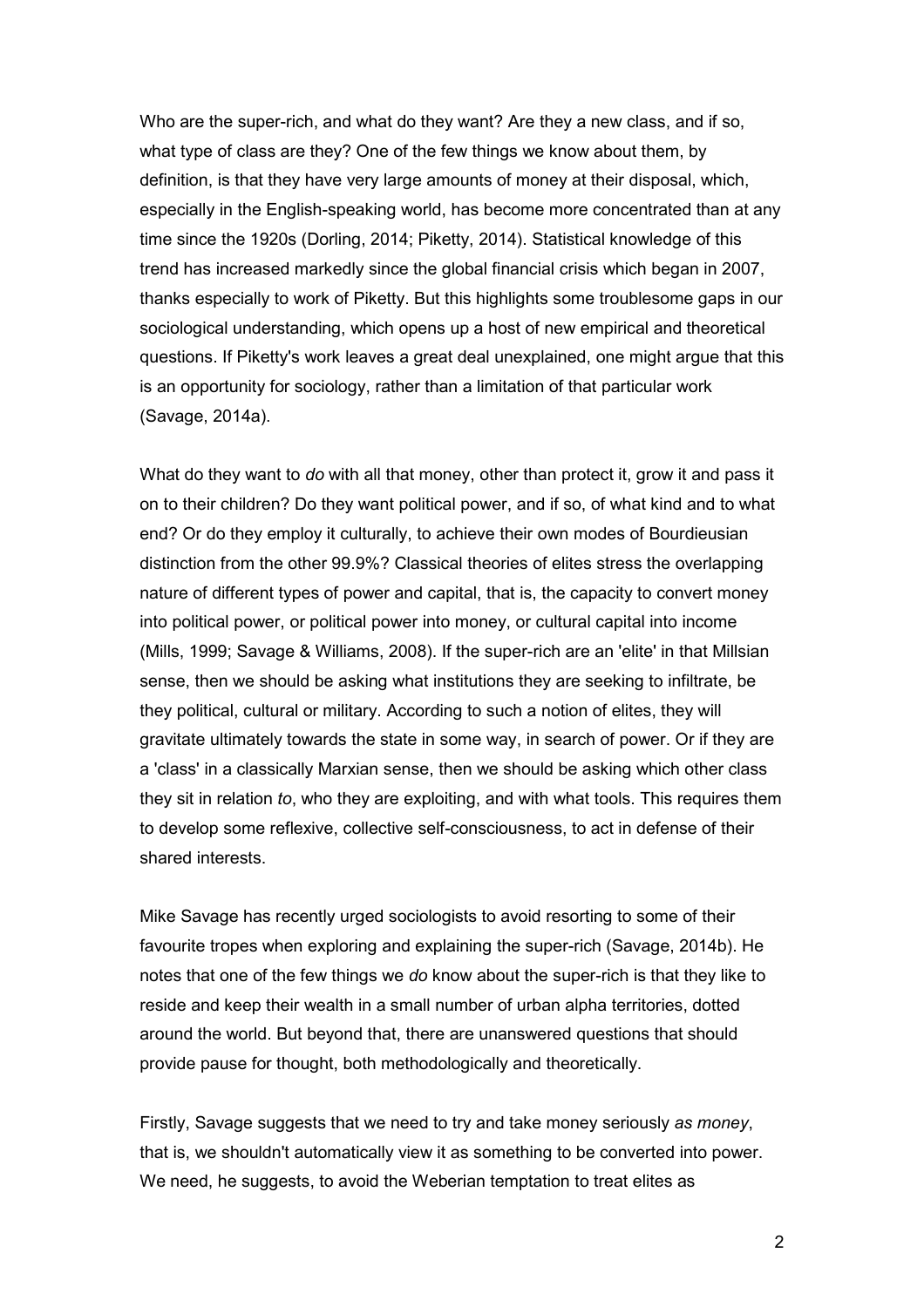Who are the super-rich, and what do they want? Are they a new class, and if so, what type of class are they? One of the few things we know about them, by definition, is that they have very large amounts of money at their disposal, which, especially in the English-speaking world, has become more concentrated than at any time since the 1920s (Dorling, 2014; Piketty, 2014). Statistical knowledge of this trend has increased markedly since the global financial crisis which began in 2007, thanks especially to work of Piketty. But this highlights some troublesome gaps in our sociological understanding, which opens up a host of new empirical and theoretical questions. If Piketty's work leaves a great deal unexplained, one might argue that this is an opportunity for sociology, rather than a limitation of that particular work (Savage, 2014a).

What do they want to *do* with all that money, other than protect it, grow it and pass it on to their children? Do they want political power, and if so, of what kind and to what end? Or do they employ it culturally, to achieve their own modes of Bourdieusian distinction from the other 99.9%? Classical theories of elites stress the overlapping nature of different types of power and capital, that is, the capacity to convert money into political power, or political power into money, or cultural capital into income (Mills, 1999; Savage & Williams, 2008). If the super-rich are an 'elite' in that Millsian sense, then we should be asking what institutions they are seeking to infiltrate, be they political, cultural or military. According to such a notion of elites, they will gravitate ultimately towards the state in some way, in search of power. Or if they are a 'class' in a classically Marxian sense, then we should be asking which other class they sit in relation *to*, who they are exploiting, and with what tools. This requires them to develop some reflexive, collective self-consciousness, to act in defense of their shared interests.

Mike Savage has recently urged sociologists to avoid resorting to some of their favourite tropes when exploring and explaining the super-rich (Savage, 2014b). He notes that one of the few things we *do* know about the super-rich is that they like to reside and keep their wealth in a small number of urban alpha territories, dotted around the world. But beyond that, there are unanswered questions that should provide pause for thought, both methodologically and theoretically.

Firstly, Savage suggests that we need to try and take money seriously *as money*, that is, we shouldn't automatically view it as something to be converted into power. We need, he suggests, to avoid the Weberian temptation to treat elites as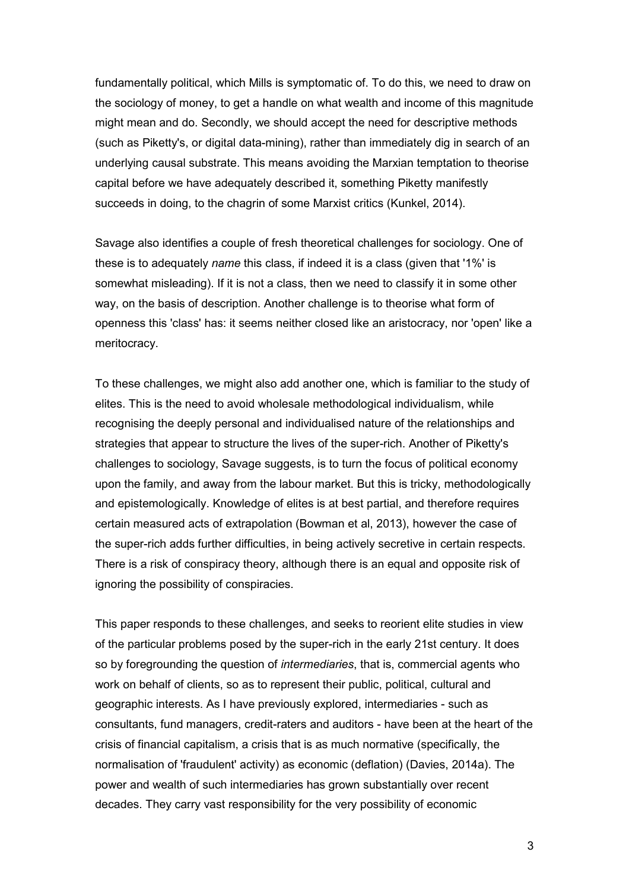fundamentally political, which Mills is symptomatic of. To do this, we need to draw on the sociology of money, to get a handle on what wealth and income of this magnitude might mean and do. Secondly, we should accept the need for descriptive methods (such as Piketty's, or digital data-mining), rather than immediately dig in search of an underlying causal substrate. This means avoiding the Marxian temptation to theorise capital before we have adequately described it, something Piketty manifestly succeeds in doing, to the chagrin of some Marxist critics (Kunkel, 2014).

Savage also identifies a couple of fresh theoretical challenges for sociology. One of these is to adequately *name* this class, if indeed it is a class (given that '1%' is somewhat misleading). If it is not a class, then we need to classify it in some other way, on the basis of description. Another challenge is to theorise what form of openness this 'class' has: it seems neither closed like an aristocracy, nor 'open' like a meritocracy.

To these challenges, we might also add another one, which is familiar to the study of elites. This is the need to avoid wholesale methodological individualism, while recognising the deeply personal and individualised nature of the relationships and strategies that appear to structure the lives of the super-rich. Another of Piketty's challenges to sociology, Savage suggests, is to turn the focus of political economy upon the family, and away from the labour market. But this is tricky, methodologically and epistemologically. Knowledge of elites is at best partial, and therefore requires certain measured acts of extrapolation (Bowman et al, 2013), however the case of the super-rich adds further difficulties, in being actively secretive in certain respects. There is a risk of conspiracy theory, although there is an equal and opposite risk of ignoring the possibility of conspiracies.

This paper responds to these challenges, and seeks to reorient elite studies in view of the particular problems posed by the super-rich in the early 21st century. It does so by foregrounding the question of *intermediaries*, that is, commercial agents who work on behalf of clients, so as to represent their public, political, cultural and geographic interests. As I have previously explored, intermediaries - such as consultants, fund managers, credit-raters and auditors - have been at the heart of the crisis of financial capitalism, a crisis that is as much normative (specifically, the normalisation of 'fraudulent' activity) as economic (deflation) (Davies, 2014a). The power and wealth of such intermediaries has grown substantially over recent decades. They carry vast responsibility for the very possibility of economic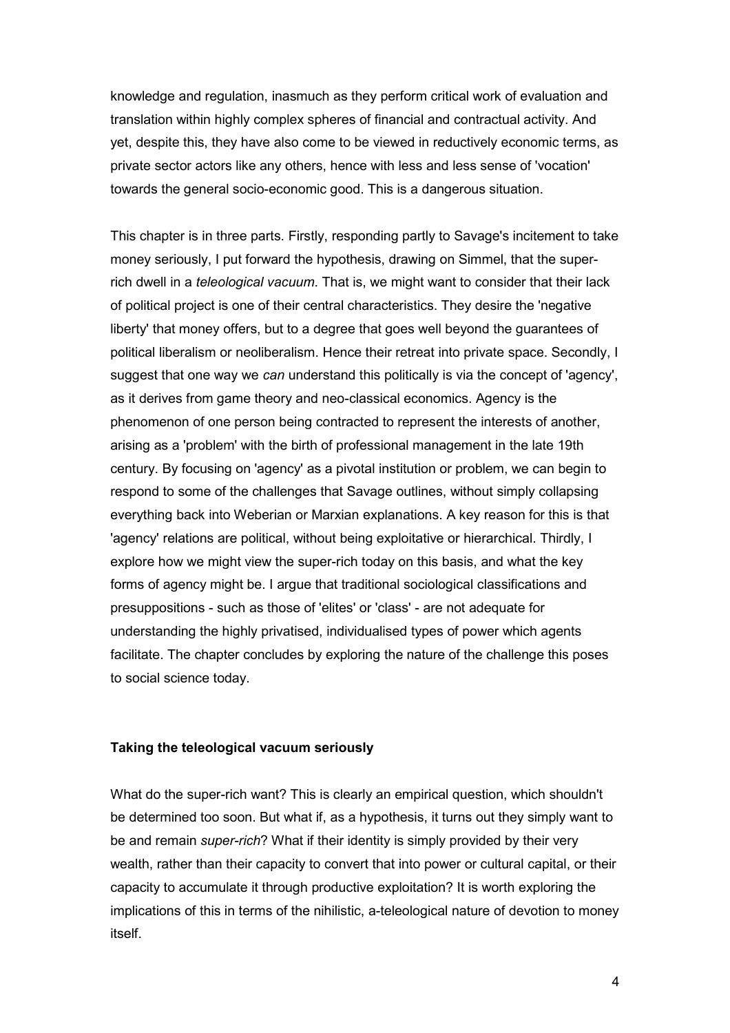knowledge and regulation, inasmuch as they perform critical work of evaluation and translation within highly complex spheres of financial and contractual activity. And yet, despite this, they have also come to be viewed in reductively economic terms, as private sector actors like any others, hence with less and less sense of 'vocation' towards the general socio-economic good. This is a dangerous situation.

This chapter is in three parts. Firstly, responding partly to Savage's incitement to take money seriously, I put forward the hypothesis, drawing on Simmel, that the super-rich dwell in a *teleological vacuum*. That is, we might want to consider that their lack of political project is one of their central characteristics. They desire the 'negative liberty' that money offers, but to a degree that goes well beyond the guarantees of political liberalism or neoliberalism. Hence their retreat into private space. Secondly, I suggest that one way we *can* understand this politically is via the concept of 'agency', as it derives from game theory and neo-classical economics. Agency is the phenomenon of one person being contracted to represent the interests of another, arising as a 'problem' with the birth of professional management in the late 19th century. By focusing on 'agency' as a pivotal institution or problem, we can begin to respond to some of the challenges that Savage outlines, without simply collapsing everything back into Weberian or Marxian explanations. A key reason for this is that 'agency' relations are political, without being exploitative or hierarchical. Thirdly, I explore how we might view the super-rich today on this basis, and what the key forms of agency might be. I argue that traditional sociological classifications and presuppositions - such as those of 'elites' or 'class' - are not adequate for understanding the highly privatised, individualised types of power which agents facilitate. The chapter concludes by exploring the nature of the challenge this poses to social science today.

## Taking the teleological vacuum seriously

What do the super-rich want? This is clearly an empirical question, which shouldn't be determined too soon. But what if, as a hypothesis, it turns out they simply want to be and remain *super-rich*? What if their identity is simply provided by their very wealth, rather than their capacity to convert that into power or cultural capital, or their capacity to accumulate it through productive exploitation? It is worth exploring the implications of this in terms of the nihilistic, a-teleological nature of devotion to money itself.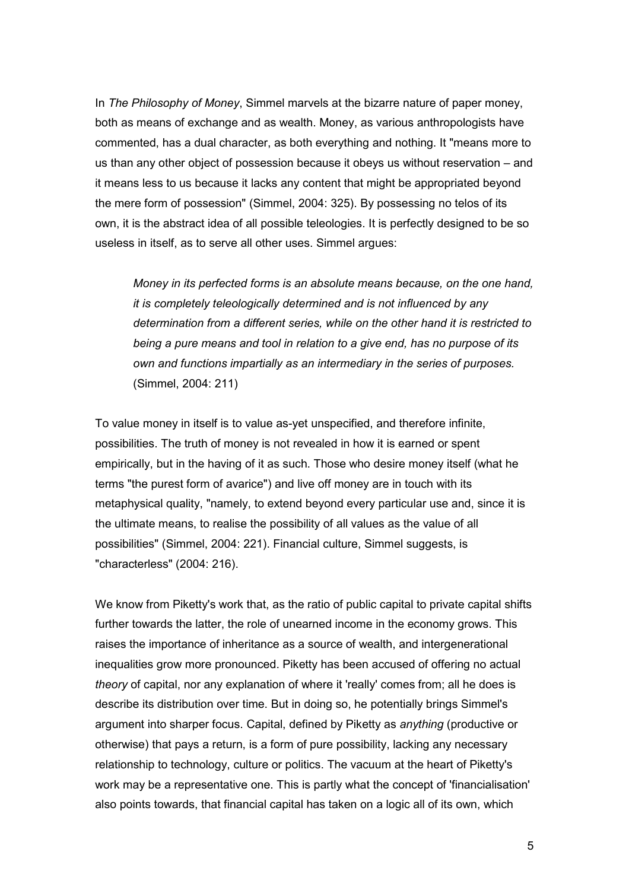In *The Philosophy of Money*, Simmel marvels at the bizarre nature of paper money, both as means of exchange and as wealth. Money, as various anthropologists have commented, has a dual character, as both everything and nothing. It "means more to us than any other object of possession because it obeys us without reservation – and it means less to us because it lacks any content that might be appropriated beyond the mere form of possession" (Simmel, 2004: 325). By possessing no telos of its own, it is the abstract idea of all possible teleologies. It is perfectly designed to be so useless in itself, as to serve all other uses. Simmel argues:

> *Money in its perfected forms is an absolute means because, on the one hand, it is completely teleologically determined and is not influenced by any determination from a different series, while on the other hand it is restricted to being a pure means and tool in relation to a give end, has no purpose of its own and functions impartially as an intermediary in the series of purposes.* (Simmel, 2004: 211)

To value money in itself is to value as-yet unspecified, and therefore infinite, possibilities. The truth of money is not revealed in how it is earned or spent empirically, but in the having of it as such. Those who desire money itself (what he terms "the purest form of avarice") and live off money are in touch with its metaphysical quality, "namely, to extend beyond every particular use and, since it is the ultimate means, to realise the possibility of all values as the value of all possibilities" (Simmel, 2004: 221). Financial culture, Simmel suggests, is "characterless" (2004: 216).

We know from Piketty's work that, as the ratio of public capital to private capital shifts further towards the latter, the role of unearned income in the economy grows. This raises the importance of inheritance as a source of wealth, and intergenerational inequalities grow more pronounced. Piketty has been accused of offering no actual *theory* of capital, nor any explanation of where it 'really' comes from; all he does is describe its distribution over time. But in doing so, he potentially brings Simmel's argument into sharper focus. Capital, defined by Piketty as *anything* (productive or otherwise) that pays a return, is a form of pure possibility, lacking any necessary relationship to technology, culture or politics. The vacuum at the heart of Piketty's work may be a representative one. This is partly what the concept of 'financialisation' also points towards, that financial capital has taken on a logic all of its own, which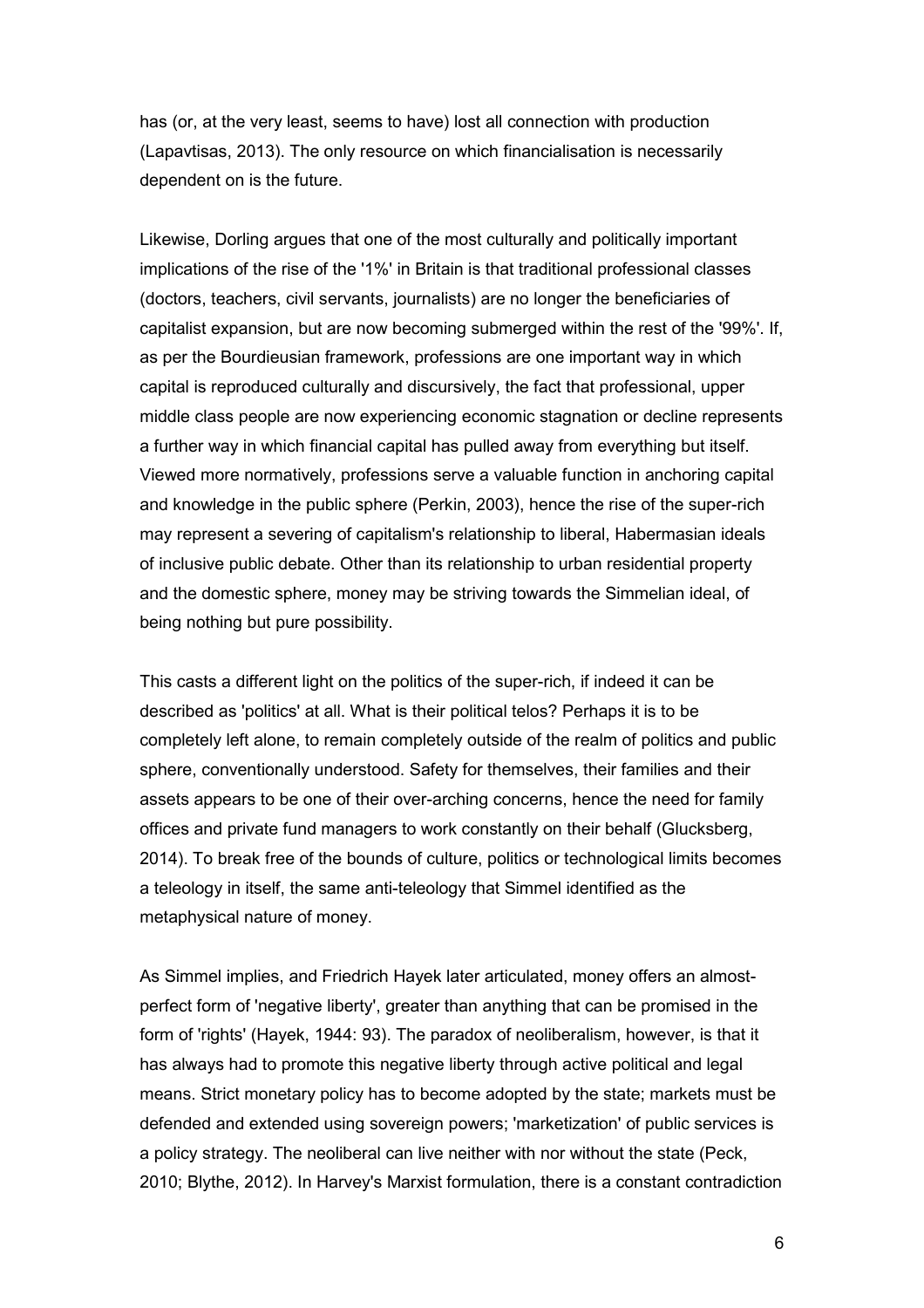has (or, at the very least, seems to have) lost all connection with production (Lapavtisas, 2013). The only resource on which financialisation is necessarily dependent on is the future.

Likewise, Dorling argues that one of the most culturally and politically important implications of the rise of the '1%' in Britain is that traditional professional classes (doctors, teachers, civil servants, journalists) are no longer the beneficiaries of capitalist expansion, but are now becoming submerged within the rest of the '99%'. If, as per the Bourdieusian framework, professions are one important way in which capital is reproduced culturally and discursively, the fact that professional, upper middle class people are now experiencing economic stagnation or decline represents a further way in which financial capital has pulled away from everything but itself. Viewed more normatively, professions serve a valuable function in anchoring capital and knowledge in the public sphere (Perkin, 2003), hence the rise of the super-rich may represent a severing of capitalism's relationship to liberal, Habermasian ideals of inclusive public debate. Other than its relationship to urban residential property and the domestic sphere, money may be striving towards the Simmelian ideal, of being nothing but pure possibility.

This casts a different light on the politics of the super-rich, if indeed it can be described as 'politics' at all. What is their political telos? Perhaps it is to be completely left alone, to remain completely outside of the realm of politics and public sphere, conventionally understood. Safety for themselves, their families and their assets appears to be one of their over-arching concerns, hence the need for family offices and private fund managers to work constantly on their behalf (Glucksberg, 2014). To break free of the bounds of culture, politics or technological limits becomes a teleology in itself, the same anti-teleology that Simmel identified as the metaphysical nature of money.

As Simmel implies, and Friedrich Hayek later articulated, money offers an almost-perfect form of 'negative liberty', greater than anything that can be promised in the form of 'rights' (Hayek, 1944: 93). The paradox of neoliberalism, however, is that it has always had to promote this negative liberty through active political and legal means. Strict monetary policy has to become adopted by the state; markets must be defended and extended using sovereign powers; 'marketization' of public services is a policy strategy. The neoliberal can live neither with nor without the state (Peck, 2010; Blythe, 2012). In Harvey's Marxist formulation, there is a constant contradiction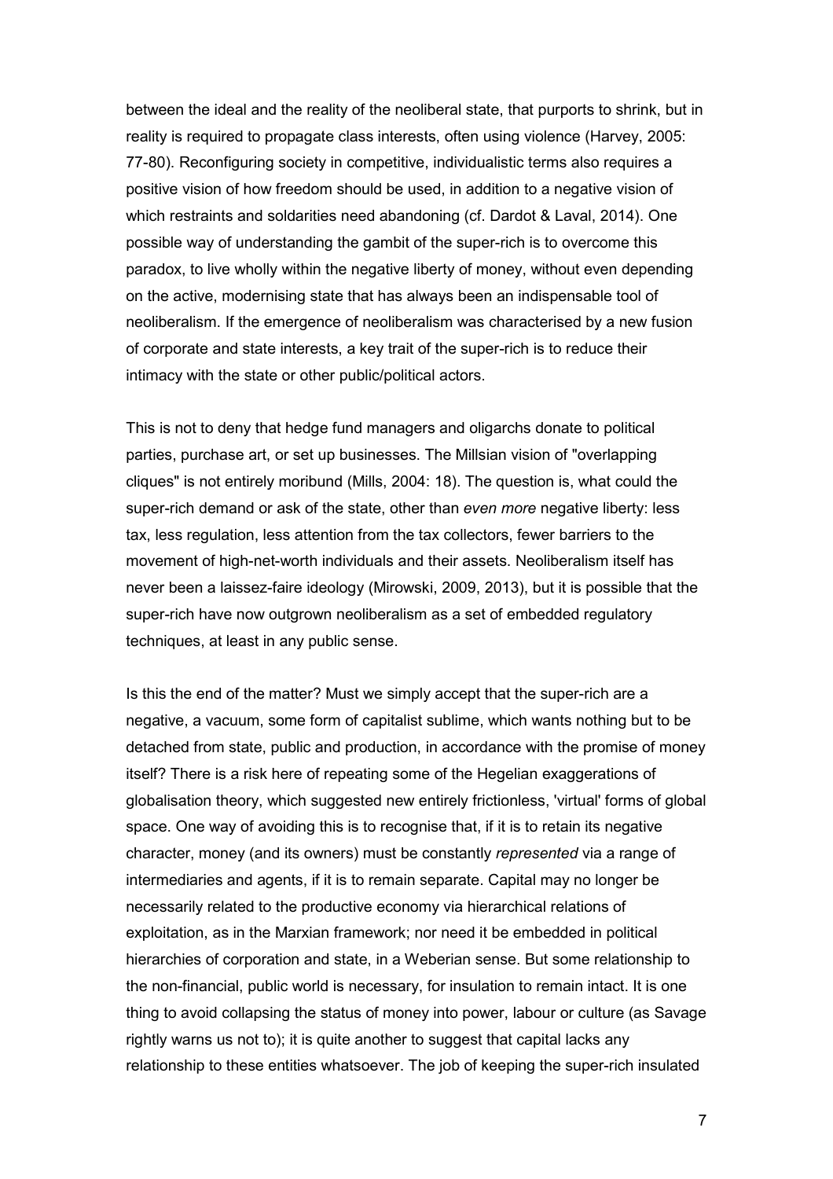between the ideal and the reality of the neoliberal state, that purports to shrink, but in reality is required to propagate class interests, often using violence (Harvey, 2005: 77-80). Reconfiguring society in competitive, individualistic terms also requires a positive vision of how freedom should be used, in addition to a negative vision of which restraints and soldarities need abandoning (cf. Dardot & Laval, 2014). One possible way of understanding the gambit of the super-rich is to overcome this paradox, to live wholly within the negative liberty of money, without even depending on the active, modernising state that has always been an indispensable tool of neoliberalism. If the emergence of neoliberalism was characterised by a new fusion of corporate and state interests, a key trait of the super-rich is to reduce their intimacy with the state or other public/political actors.

This is not to deny that hedge fund managers and oligarchs donate to political parties, purchase art, or set up businesses. The Millsian vision of "overlapping cliques" is not entirely moribund (Mills, 2004: 18). The question is, what could the super-rich demand or ask of the state, other than *even more* negative liberty: less tax, less regulation, less attention from the tax collectors, fewer barriers to the movement of high-net-worth individuals and their assets. Neoliberalism itself has never been a laissez-faire ideology (Mirowski, 2009, 2013), but it is possible that the super-rich have now outgrown neoliberalism as a set of embedded regulatory techniques, at least in any public sense.

Is this the end of the matter? Must we simply accept that the super-rich are a negative, a vacuum, some form of capitalist sublime, which wants nothing but to be detached from state, public and production, in accordance with the promise of money itself? There is a risk here of repeating some of the Hegelian exaggerations of globalisation theory, which suggested new entirely frictionless, 'virtual' forms of global space. One way of avoiding this is to recognise that, if it is to retain its negative character, money (and its owners) must be constantly *represented* via a range of intermediaries and agents, if it is to remain separate. Capital may no longer be necessarily related to the productive economy via hierarchical relations of exploitation, as in the Marxian framework; nor need it be embedded in political hierarchies of corporation and state, in a Weberian sense. But some relationship to the non-financial, public world is necessary, for insulation to remain intact. It is one thing to avoid collapsing the status of money into power, labour or culture (as Savage rightly warns us not to); it is quite another to suggest that capital lacks any relationship to these entities whatsoever. The job of keeping the super-rich insulated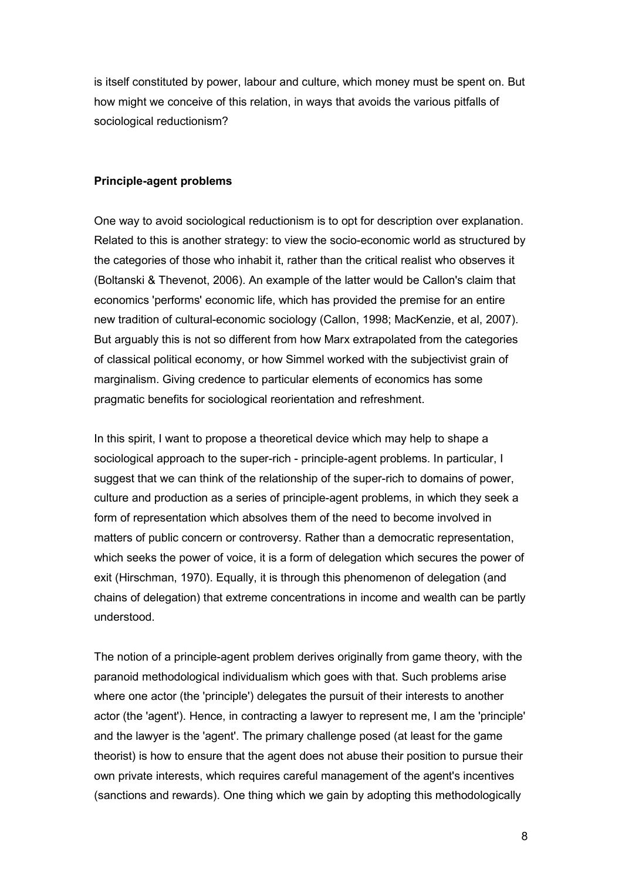is itself constituted by power, labour and culture, which money must be spent on. But how might we conceive of this relation, in ways that avoids the various pitfalls of sociological reductionism?

### Principle-agent problems

One way to avoid sociological reductionism is to opt for description over explanation. Related to this is another strategy: to view the socio-economic world as structured by the categories of those who inhabit it, rather than the critical realist who observes it (Boltanski & Thevenot, 2006). An example of the latter would be Callon's claim that economics 'performs' economic life, which has provided the premise for an entire new tradition of cultural-economic sociology (Callon, 1998; MacKenzie, et al, 2007). But arguably this is not so different from how Marx extrapolated from the categories of classical political economy, or how Simmel worked with the subjectivist grain of marginalism. Giving credence to particular elements of economics has some pragmatic benefits for sociological reorientation and refreshment.

In this spirit, I want to propose a theoretical device which may help to shape a sociological approach to the super-rich - principle-agent problems. In particular, I suggest that we can think of the relationship of the super-rich to domains of power, culture and production as a series of principle-agent problems, in which they seek a form of representation which absolves them of the need to become involved in matters of public concern or controversy. Rather than a democratic representation, which seeks the power of voice, it is a form of delegation which secures the power of exit (Hirschman, 1970). Equally, it is through this phenomenon of delegation (and chains of delegation) that extreme concentrations in income and wealth can be partly understood.

The notion of a principle-agent problem derives originally from game theory, with the paranoid methodological individualism which goes with that. Such problems arise where one actor (the 'principle') delegates the pursuit of their interests to another actor (the 'agent'). Hence, in contracting a lawyer to represent me, I am the 'principle' and the lawyer is the 'agent'. The primary challenge posed (at least for the game theorist) is how to ensure that the agent does not abuse their position to pursue their own private interests, which requires careful management of the agent's incentives (sanctions and rewards). One thing which we gain by adopting this methodologically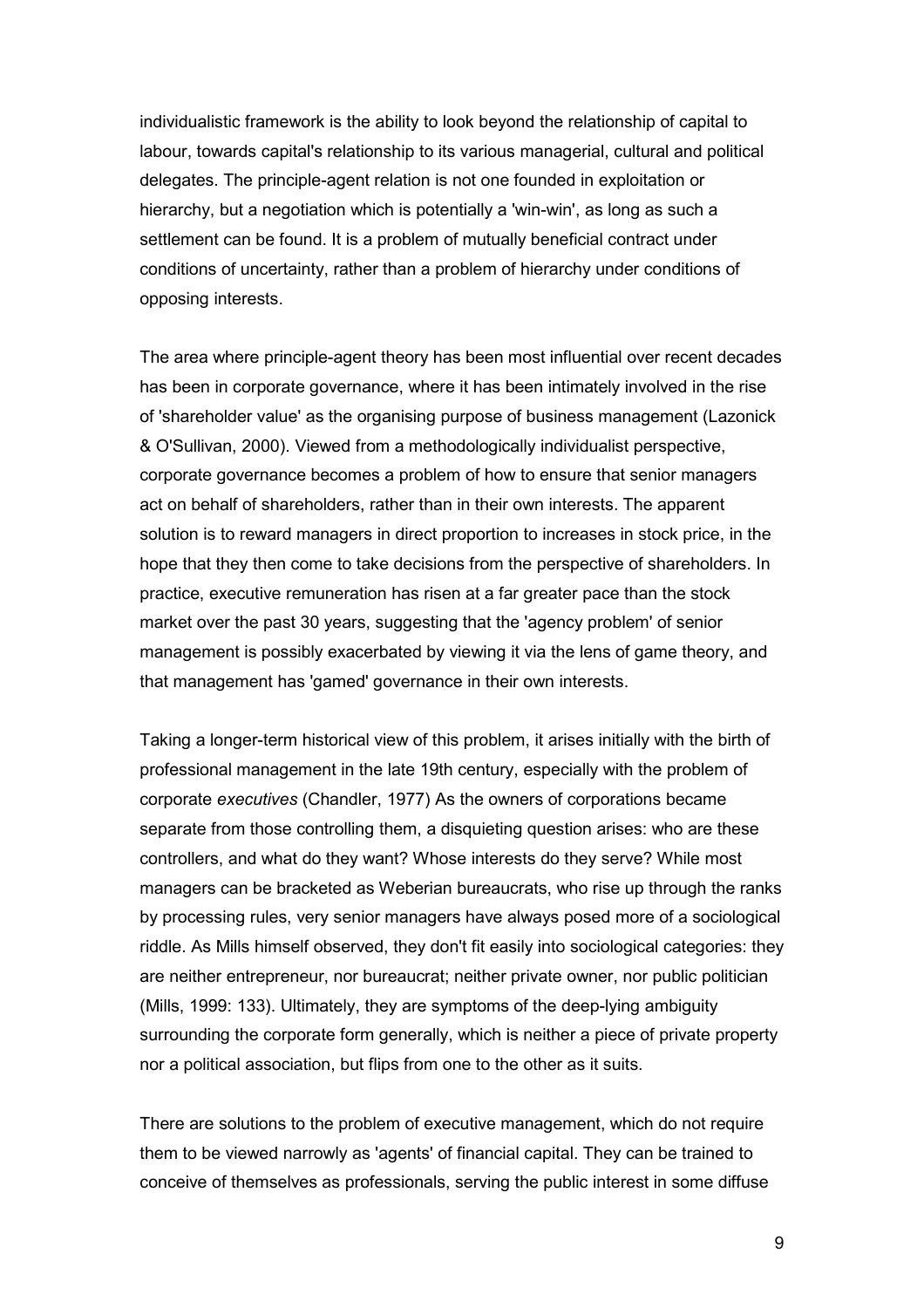individualistic framework is the ability to look beyond the relationship of capital to labour, towards capital's relationship to its various managerial, cultural and political delegates. The principle-agent relation is not one founded in exploitation or hierarchy, but a negotiation which is potentially a 'win-win', as long as such a settlement can be found. It is a problem of mutually beneficial contract under conditions of uncertainty, rather than a problem of hierarchy under conditions of opposing interests.

The area where principle-agent theory has been most influential over recent decades has been in corporate governance, where it has been intimately involved in the rise of 'shareholder value' as the organising purpose of business management (Lazonick & O'Sullivan, 2000). Viewed from a methodologically individualist perspective, corporate governance becomes a problem of how to ensure that senior managers act on behalf of shareholders, rather than in their own interests. The apparent solution is to reward managers in direct proportion to increases in stock price, in the hope that they then come to take decisions from the perspective of shareholders. In practice, executive remuneration has risen at a far greater pace than the stock market over the past 30 years, suggesting that the 'agency problem' of senior management is possibly exacerbated by viewing it via the lens of game theory, and that management has 'gamed' governance in their own interests.

Taking a longer-term historical view of this problem, it arises initially with the birth of professional management in the late 19th century, especially with the problem of corporate *executives* (Chandler, 1977) As the owners of corporations became separate from those controlling them, a disquieting question arises: who are these controllers, and what do they want? Whose interests do they serve? While most managers can be bracketed as Weberian bureaucrats, who rise up through the ranks by processing rules, very senior managers have always posed more of a sociological riddle. As Mills himself observed, they don't fit easily into sociological categories: they are neither entrepreneur, nor bureaucrat; neither private owner, nor public politician (Mills, 1999: 133). Ultimately, they are symptoms of the deep-lying ambiguity surrounding the corporate form generally, which is neither a piece of private property nor a political association, but flips from one to the other as it suits.

There are solutions to the problem of executive management, which do not require them to be viewed narrowly as 'agents' of financial capital. They can be trained to conceive of themselves as professionals, serving the public interest in some diffuse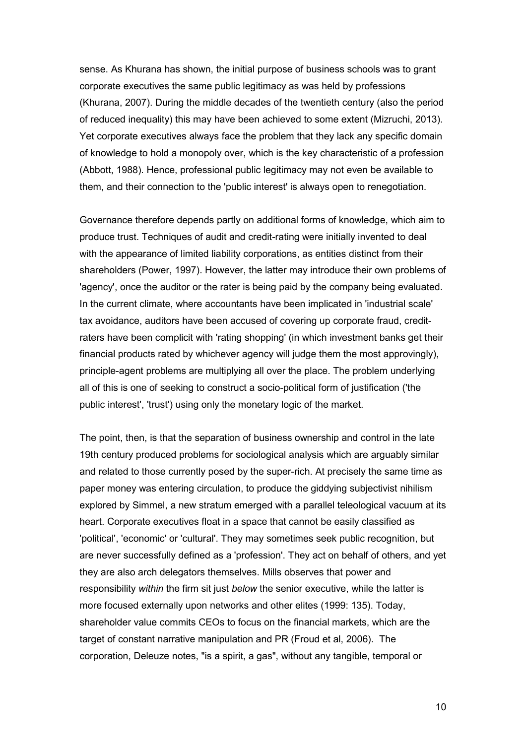sense. As Khurana has shown, the initial purpose of business schools was to grant corporate executives the same public legitimacy as was held by professions (Khurana, 2007). During the middle decades of the twentieth century (also the period of reduced inequality) this may have been achieved to some extent (Mizruchi, 2013). Yet corporate executives always face the problem that they lack any specific domain of knowledge to hold a monopoly over, which is the key characteristic of a profession (Abbott, 1988). Hence, professional public legitimacy may not even be available to them, and their connection to the 'public interest' is always open to renegotiation.

Governance therefore depends partly on additional forms of knowledge, which aim to produce trust. Techniques of audit and credit-rating were initially invented to deal with the appearance of limited liability corporations, as entities distinct from their shareholders (Power, 1997). However, the latter may introduce their own problems of 'agency', once the auditor or the rater is being paid by the company being evaluated. In the current climate, where accountants have been implicated in 'industrial scale' tax avoidance, auditors have been accused of covering up corporate fraud, credit-raters have been complicit with 'rating shopping' (in which investment banks get their financial products rated by whichever agency will judge them the most approvingly), principle-agent problems are multiplying all over the place. The problem underlying all of this is one of seeking to construct a socio-political form of justification ('the public interest', 'trust') using only the monetary logic of the market.

The point, then, is that the separation of business ownership and control in the late 19th century produced problems for sociological analysis which are arguably similar and related to those currently posed by the super-rich. At precisely the same time as paper money was entering circulation, to produce the giddying subjectivist nihilism explored by Simmel, a new stratum emerged with a parallel teleological vacuum at its heart. Corporate executives float in a space that cannot be easily classified as 'political', 'economic' or 'cultural'. They may sometimes seek public recognition, but are never successfully defined as a 'profession'. They act on behalf of others, and yet they are also arch delegators themselves. Mills observes that power and responsibility *within* the firm sit just *below* the senior executive, while the latter is more focused externally upon networks and other elites (1999: 135). Today, shareholder value commits CEOs to focus on the financial markets, which are the target of constant narrative manipulation and PR (Froud et al, 2006). The corporation, Deleuze notes, "is a spirit, a gas", without any tangible, temporal or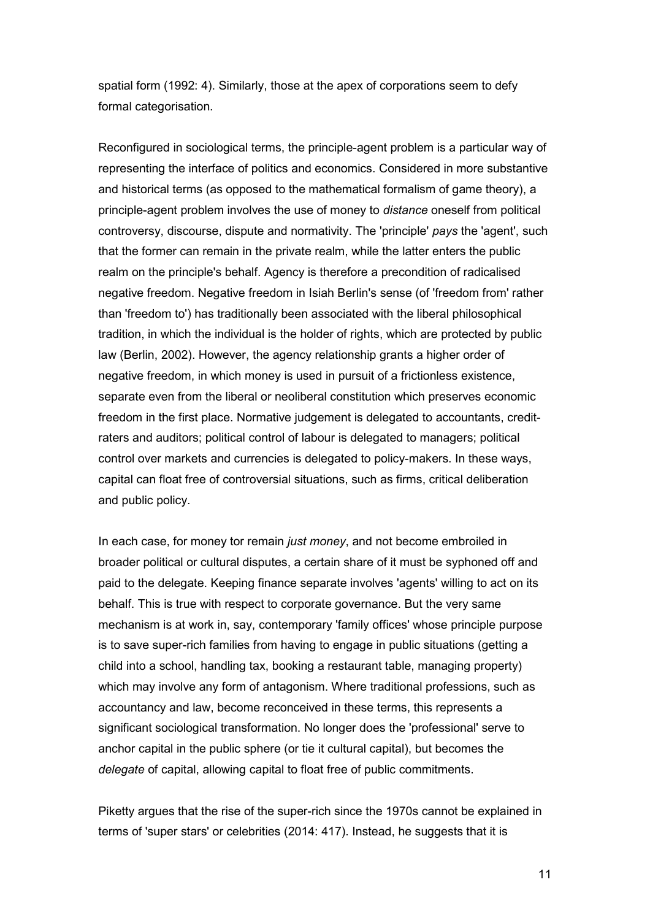spatial form (1992: 4). Similarly, those at the apex of corporations seem to defy formal categorisation.

Reconfigured in sociological terms, the principle-agent problem is a particular way of representing the interface of politics and economics. Considered in more substantive and historical terms (as opposed to the mathematical formalism of game theory), a principle-agent problem involves the use of money to *distance* oneself from political controversy, discourse, dispute and normativity. The 'principle' *pays* the 'agent', such that the former can remain in the private realm, while the latter enters the public realm on the principle's behalf. Agency is therefore a precondition of radicalised negative freedom. Negative freedom in Isiah Berlin's sense (of 'freedom from' rather than 'freedom to') has traditionally been associated with the liberal philosophical tradition, in which the individual is the holder of rights, which are protected by public law (Berlin, 2002). However, the agency relationship grants a higher order of negative freedom, in which money is used in pursuit of a frictionless existence, separate even from the liberal or neoliberal constitution which preserves economic freedom in the first place. Normative judgement is delegated to accountants, credit-raters and auditors; political control of labour is delegated to managers; political control over markets and currencies is delegated to policy-makers. In these ways, capital can float free of controversial situations, such as firms, critical deliberation and public policy.

In each case, for money tor remain *just money*, and not become embroiled in broader political or cultural disputes, a certain share of it must be syphoned off and paid to the delegate. Keeping finance separate involves 'agents' willing to act on its behalf. This is true with respect to corporate governance. But the very same mechanism is at work in, say, contemporary 'family offices' whose principle purpose is to save super-rich families from having to engage in public situations (getting a child into a school, handling tax, booking a restaurant table, managing property) which may involve any form of antagonism. Where traditional professions, such as accountancy and law, become reconceived in these terms, this represents a significant sociological transformation. No longer does the 'professional' serve to anchor capital in the public sphere (or tie it cultural capital), but becomes the *delegate* of capital, allowing capital to float free of public commitments.

Piketty argues that the rise of the super-rich since the 1970s cannot be explained in terms of 'super stars' or celebrities (2014: 417). Instead, he suggests that it is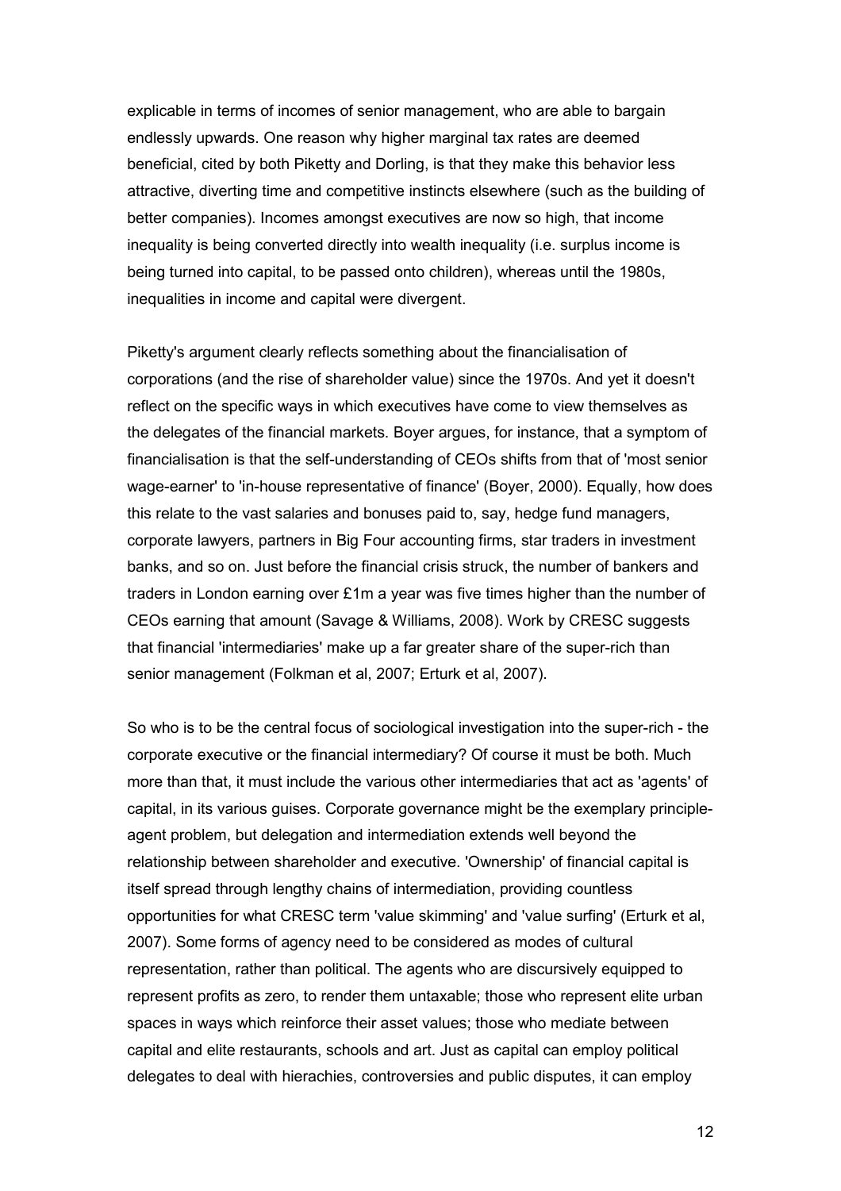explicable in terms of incomes of senior management, who are able to bargain endlessly upwards. One reason why higher marginal tax rates are deemed beneficial, cited by both Piketty and Dorling, is that they make this behavior less attractive, diverting time and competitive instincts elsewhere (such as the building of better companies). Incomes amongst executives are now so high, that income inequality is being converted directly into wealth inequality (i.e. surplus income is being turned into capital, to be passed onto children), whereas until the 1980s, inequalities in income and capital were divergent.

Piketty's argument clearly reflects something about the financialisation of corporations (and the rise of shareholder value) since the 1970s. And yet it doesn't reflect on the specific ways in which executives have come to view themselves as the delegates of the financial markets. Boyer argues, for instance, that a symptom of financialisation is that the self-understanding of CEOs shifts from that of 'most senior wage-earner' to 'in-house representative of finance' (Boyer, 2000). Equally, how does this relate to the vast salaries and bonuses paid to, say, hedge fund managers, corporate lawyers, partners in Big Four accounting firms, star traders in investment banks, and so on. Just before the financial crisis struck, the number of bankers and traders in London earning over £1m a year was five times higher than the number of CEOs earning that amount (Savage & Williams, 2008). Work by CRESC suggests that financial 'intermediaries' make up a far greater share of the super-rich than senior management (Folkman et al, 2007; Erturk et al, 2007).

So who is to be the central focus of sociological investigation into the super-rich - the corporate executive or the financial intermediary? Of course it must be both. Much more than that, it must include the various other intermediaries that act as 'agents' of capital, in its various guises. Corporate governance might be the exemplary principle-agent problem, but delegation and intermediation extends well beyond the relationship between shareholder and executive. 'Ownership' of financial capital is itself spread through lengthy chains of intermediation, providing countless opportunities for what CRESC term 'value skimming' and 'value surfing' (Erturk et al, 2007). Some forms of agency need to be considered as modes of cultural representation, rather than political. The agents who are discursively equipped to represent profits as zero, to render them untaxable; those who represent elite urban spaces in ways which reinforce their asset values; those who mediate between capital and elite restaurants, schools and art. Just as capital can employ political delegates to deal with hierachies, controversies and public disputes, it can employ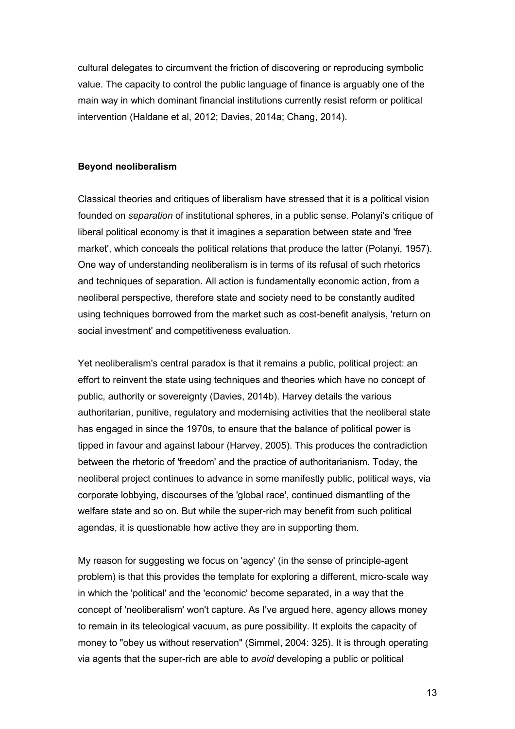cultural delegates to circumvent the friction of discovering or reproducing symbolic value. The capacity to control the public language of finance is arguably one of the main way in which dominant financial institutions currently resist reform or political intervention (Haldane et al, 2012; Davies, 2014a; Chang, 2014).

### Beyond neoliberalism

Classical theories and critiques of liberalism have stressed that it is a political vision founded on *separation* of institutional spheres, in a public sense. Polanyi's critique of liberal political economy is that it imagines a separation between state and 'free market', which conceals the political relations that produce the latter (Polanyi, 1957). One way of understanding neoliberalism is in terms of its refusal of such rhetorics and techniques of separation. All action is fundamentally economic action, from a neoliberal perspective, therefore state and society need to be constantly audited using techniques borrowed from the market such as cost-benefit analysis, 'return on social investment' and competitiveness evaluation.

Yet neoliberalism's central paradox is that it remains a public, political project: an effort to reinvent the state using techniques and theories which have no concept of public, authority or sovereignty (Davies, 2014b). Harvey details the various authoritarian, punitive, regulatory and modernising activities that the neoliberal state has engaged in since the 1970s, to ensure that the balance of political power is tipped in favour and against labour (Harvey, 2005). This produces the contradiction between the rhetoric of 'freedom' and the practice of authoritarianism. Today, the neoliberal project continues to advance in some manifestly public, political ways, via corporate lobbying, discourses of the 'global race', continued dismantling of the welfare state and so on. But while the super-rich may benefit from such political agendas, it is questionable how active they are in supporting them.

My reason for suggesting we focus on 'agency' (in the sense of principle-agent problem) is that this provides the template for exploring a different, micro-scale way in which the 'political' and the 'economic' become separated, in a way that the concept of 'neoliberalism' won't capture. As I've argued here, agency allows money to remain in its teleological vacuum, as pure possibility. It exploits the capacity of money to "obey us without reservation" (Simmel, 2004: 325). It is through operating via agents that the super-rich are able to *avoid* developing a public or political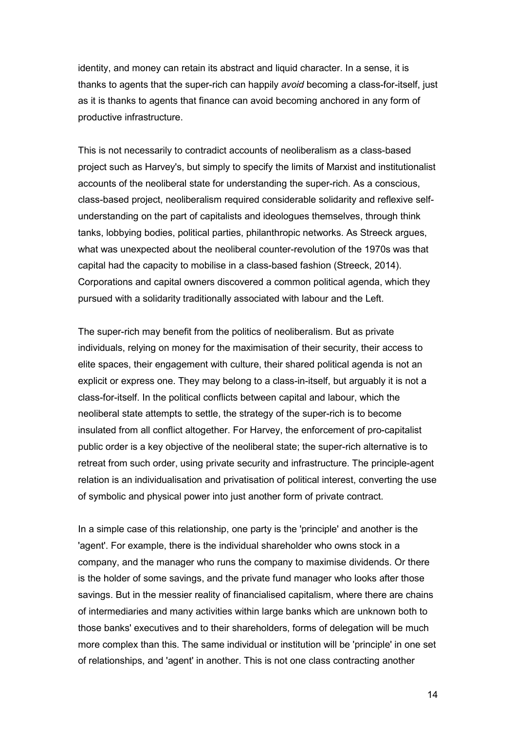identity, and money can retain its abstract and liquid character. In a sense, it is thanks to agents that the super-rich can happily *avoid* becoming a class-for-itself, just as it is thanks to agents that finance can avoid becoming anchored in any form of productive infrastructure.

This is not necessarily to contradict accounts of neoliberalism as a class-based project such as Harvey's, but simply to specify the limits of Marxist and institutionalist accounts of the neoliberal state for understanding the super-rich. As a conscious, class-based project, neoliberalism required considerable solidarity and reflexive self-understanding on the part of capitalists and ideologues themselves, through think tanks, lobbying bodies, political parties, philanthropic networks. As Streeck argues, what was unexpected about the neoliberal counter-revolution of the 1970s was that capital had the capacity to mobilise in a class-based fashion (Streeck, 2014). Corporations and capital owners discovered a common political agenda, which they pursued with a solidarity traditionally associated with labour and the Left.

The super-rich may benefit from the politics of neoliberalism. But as private individuals, relying on money for the maximisation of their security, their access to elite spaces, their engagement with culture, their shared political agenda is not an explicit or express one. They may belong to a class-in-itself, but arguably it is not a class-for-itself. In the political conflicts between capital and labour, which the neoliberal state attempts to settle, the strategy of the super-rich is to become insulated from all conflict altogether. For Harvey, the enforcement of pro-capitalist public order is a key objective of the neoliberal state; the super-rich alternative is to retreat from such order, using private security and infrastructure. The principle-agent relation is an individualisation and privatisation of political interest, converting the use of symbolic and physical power into just another form of private contract.

In a simple case of this relationship, one party is the 'principle' and another is the 'agent'. For example, there is the individual shareholder who owns stock in a company, and the manager who runs the company to maximise dividends. Or there is the holder of some savings, and the private fund manager who looks after those savings. But in the messier reality of financialised capitalism, where there are chains of intermediaries and many activities within large banks which are unknown both to those banks' executives and to their shareholders, forms of delegation will be much more complex than this. The same individual or institution will be 'principle' in one set of relationships, and 'agent' in another. This is not one class contracting another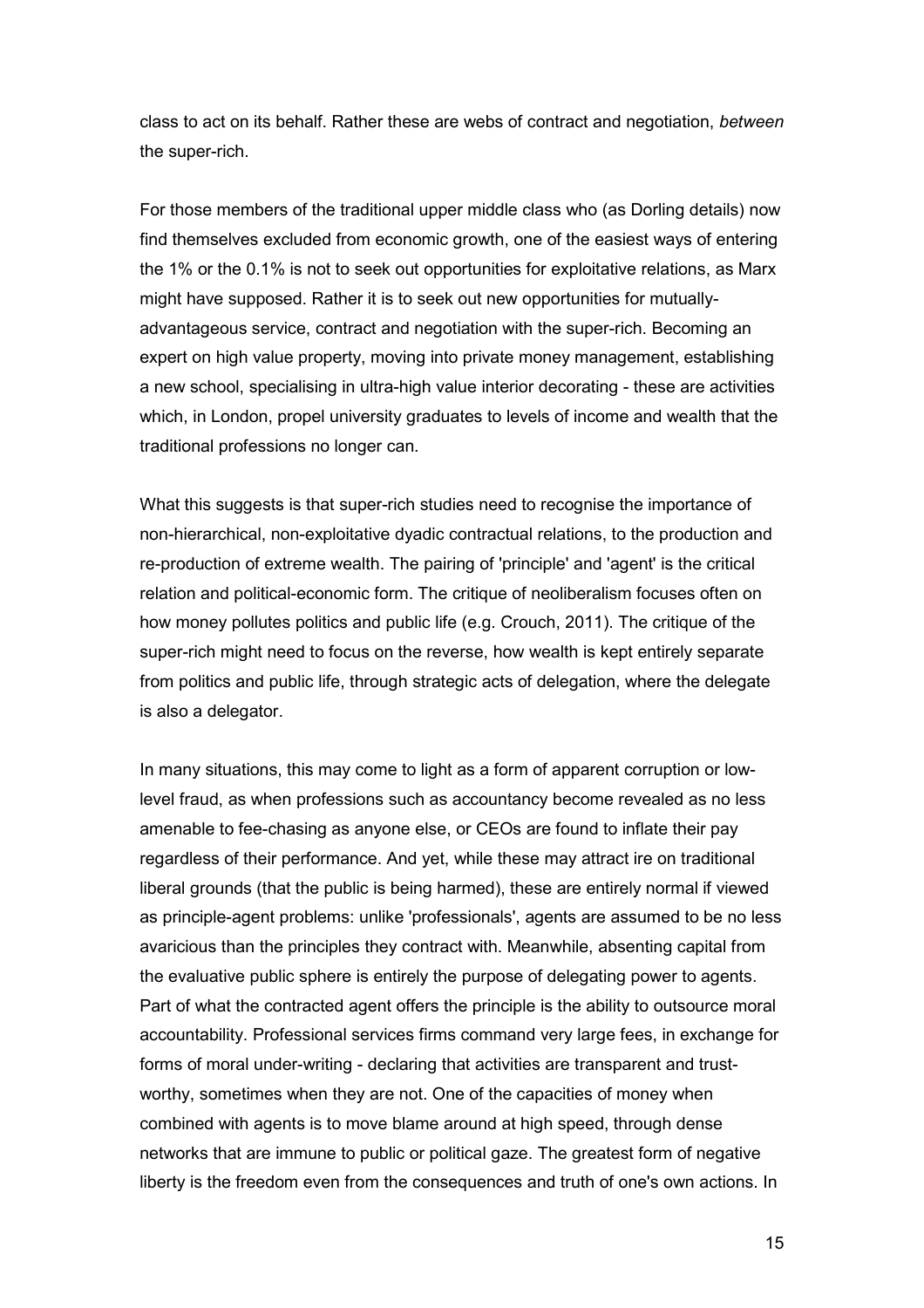class to act on its behalf. Rather these are webs of contract and negotiation, *between* the super-rich.

For those members of the traditional upper middle class who (as Dorling details) now find themselves excluded from economic growth, one of the easiest ways of entering the 1% or the 0.1% is not to seek out opportunities for exploitative relations, as Marx might have supposed. Rather it is to seek out new opportunities for mutually-advantageous service, contract and negotiation with the super-rich. Becoming an expert on high value property, moving into private money management, establishing a new school, specialising in ultra-high value interior decorating - these are activities which, in London, propel university graduates to levels of income and wealth that the traditional professions no longer can.

What this suggests is that super-rich studies need to recognise the importance of non-hierarchical, non-exploitative dyadic contractual relations, to the production and re-production of extreme wealth. The pairing of 'principle' and 'agent' is the critical relation and political-economic form. The critique of neoliberalism focuses often on how money pollutes politics and public life (e.g. Crouch, 2011). The critique of the super-rich might need to focus on the reverse, how wealth is kept entirely separate from politics and public life, through strategic acts of delegation, where the delegate is also a delegator.

In many situations, this may come to light as a form of apparent corruption or low-level fraud, as when professions such as accountancy become revealed as no less amenable to fee-chasing as anyone else, or CEOs are found to inflate their pay regardless of their performance. And yet, while these may attract ire on traditional liberal grounds (that the public is being harmed), these are entirely normal if viewed as principle-agent problems: unlike 'professionals', agents are assumed to be no less avaricious than the principles they contract with. Meanwhile, absenting capital from the evaluative public sphere is entirely the purpose of delegating power to agents. Part of what the contracted agent offers the principle is the ability to outsource moral accountability. Professional services firms command very large fees, in exchange for forms of moral under-writing - declaring that activities are transparent and trust-worthy, sometimes when they are not. One of the capacities of money when combined with agents is to move blame around at high speed, through dense networks that are immune to public or political gaze. The greatest form of negative liberty is the freedom even from the consequences and truth of one's own actions. In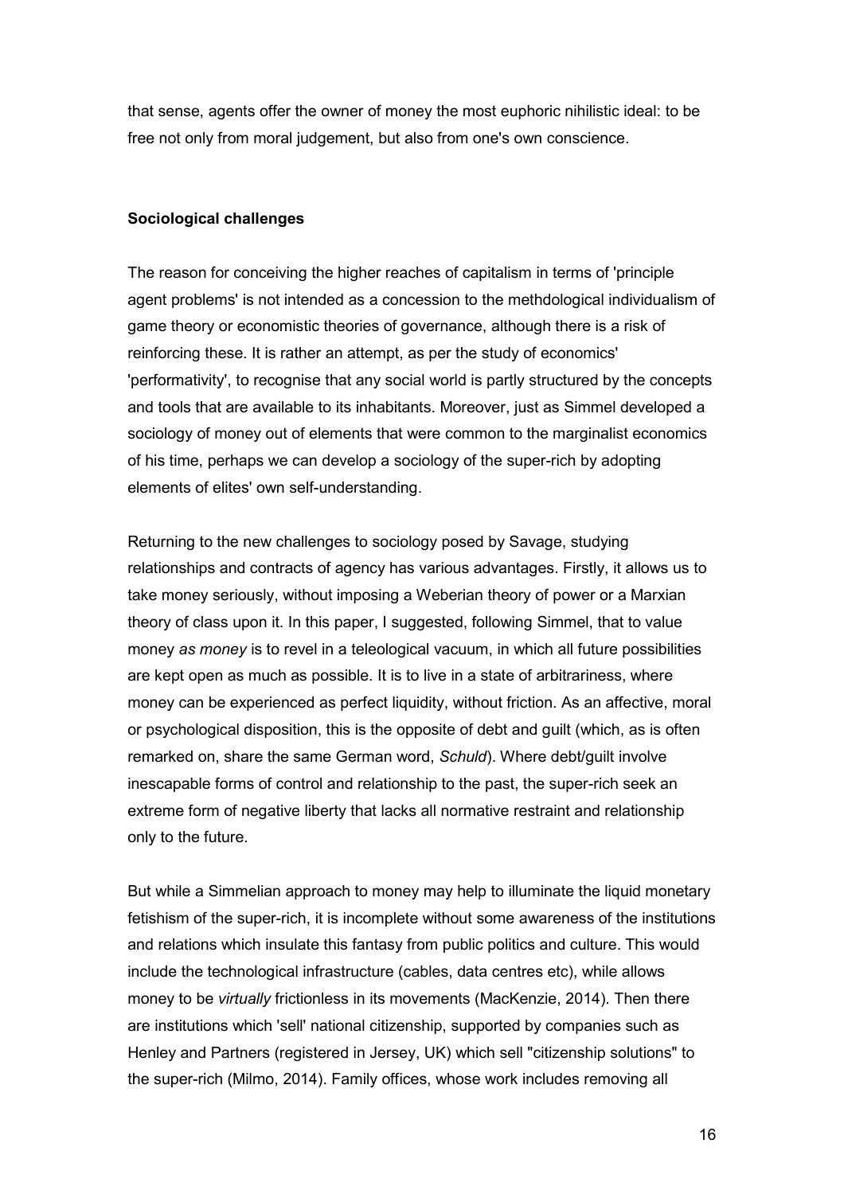that sense, agents offer the owner of money the most euphoric nihilistic ideal: to be free not only from moral judgement, but also from one's own conscience.

**Sociological challenges**

The reason for conceiving the higher reaches of capitalism in terms of 'principle agent problems' is not intended as a concession to the methdological individualism of game theory or economistic theories of governance, although there is a risk of reinforcing these. It is rather an attempt, as per the study of economics' 'performativity', to recognise that any social world is partly structured by the concepts and tools that are available to its inhabitants. Moreover, just as Simmel developed a sociology of money out of elements that were common to the marginalist economics of his time, perhaps we can develop a sociology of the super-rich by adopting elements of elites' own self-understanding.

Returning to the new challenges to sociology posed by Savage, studying relationships and contracts of agency has various advantages. Firstly, it allows us to take money seriously, without imposing a Weberian theory of power or a Marxian theory of class upon it. In this paper, I suggested, following Simmel, that to value money *as money* is to revel in a teleological vacuum, in which all future possibilities are kept open as much as possible. It is to live in a state of arbitrariness, where money can be experienced as perfect liquidity, without friction. As an affective, moral or psychological disposition, this is the opposite of debt and guilt (which, as is often remarked on, share the same German word, *Schuld*). Where debt/guilt involve inescapable forms of control and relationship to the past, the super-rich seek an extreme form of negative liberty that lacks all normative restraint and relationship only to the future.

But while a Simmelian approach to money may help to illuminate the liquid monetary fetishism of the super-rich, it is incomplete without some awareness of the institutions and relations which insulate this fantasy from public politics and culture. This would include the technological infrastructure (cables, data centres etc), while allows money to be *virtually* frictionless in its movements (MacKenzie, 2014). Then there are institutions which 'sell' national citizenship, supported by companies such as Henley and Partners (registered in Jersey, UK) which sell "citizenship solutions" to the super-rich (Milmo, 2014). Family offices, whose work includes removing all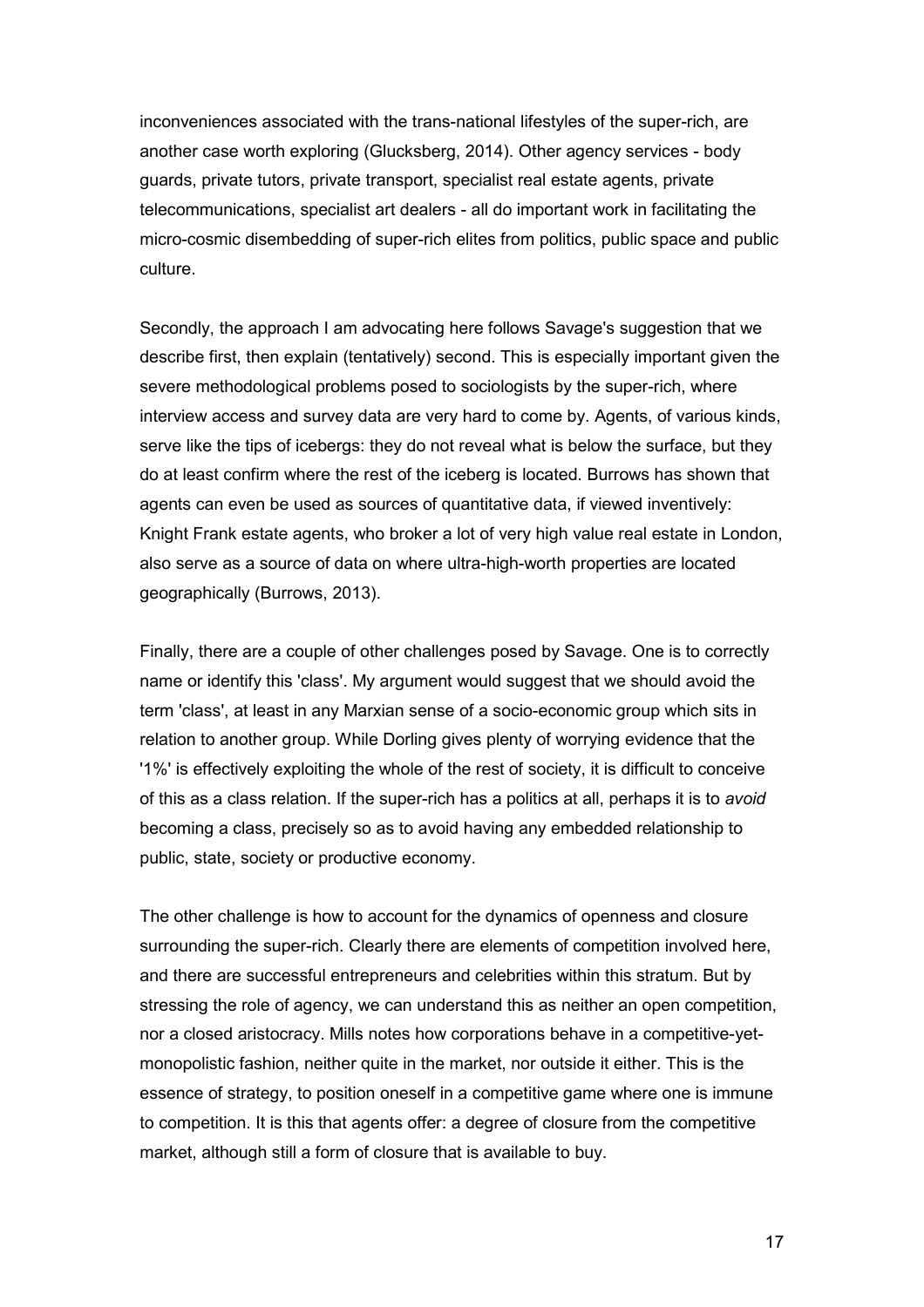inconveniences associated with the trans-national lifestyles of the super-rich, are another case worth exploring (Glucksberg, 2014). Other agency services - body guards, private tutors, private transport, specialist real estate agents, private telecommunications, specialist art dealers - all do important work in facilitating the micro-cosmic disembedding of super-rich elites from politics, public space and public culture.

Secondly, the approach I am advocating here follows Savage's suggestion that we describe first, then explain (tentatively) second. This is especially important given the severe methodological problems posed to sociologists by the super-rich, where interview access and survey data are very hard to come by. Agents, of various kinds, serve like the tips of icebergs: they do not reveal what is below the surface, but they do at least confirm where the rest of the iceberg is located. Burrows has shown that agents can even be used as sources of quantitative data, if viewed inventively: Knight Frank estate agents, who broker a lot of very high value real estate in London, also serve as a source of data on where ultra-high-worth properties are located geographically (Burrows, 2013).

Finally, there are a couple of other challenges posed by Savage. One is to correctly name or identify this 'class'. My argument would suggest that we should avoid the term 'class', at least in any Marxian sense of a socio-economic group which sits in relation to another group. While Dorling gives plenty of worrying evidence that the '1%' is effectively exploiting the whole of the rest of society, it is difficult to conceive of this as a class relation. If the super-rich has a politics at all, perhaps it is to *avoid* becoming a class, precisely so as to avoid having any embedded relationship to public, state, society or productive economy.

The other challenge is how to account for the dynamics of openness and closure surrounding the super-rich. Clearly there are elements of competition involved here, and there are successful entrepreneurs and celebrities within this stratum. But by stressing the role of agency, we can understand this as neither an open competition, nor a closed aristocracy. Mills notes how corporations behave in a competitive-yet-monopolistic fashion, neither quite in the market, nor outside it either. This is the essence of strategy, to position oneself in a competitive game where one is immune to competition. It is this that agents offer: a degree of closure from the competitive market, although still a form of closure that is available to buy.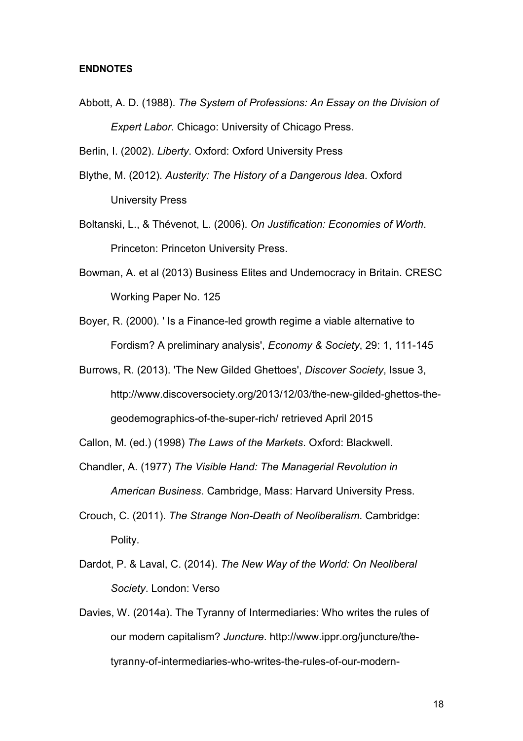**ENDNOTES**

Abbott, A. D. (1988). *The System of Professions: An Essay on the Division of Expert Labor*. Chicago: University of Chicago Press.

Berlin, I. (2002). *Liberty*. Oxford: Oxford University Press

Blythe, M. (2012). *Austerity: The History of a Dangerous Idea*. Oxford University Press

Boltanski, L., & Thévenot, L. (2006). *On Justification: Economies of Worth*. Princeton: Princeton University Press.

Bowman, A. et al (2013) Business Elites and Undemocracy in Britain. CRESC Working Paper No. 125

Boyer, R. (2000). ' Is a Finance-led growth regime a viable alternative to Fordism? A preliminary analysis', *Economy & Society*, 29: 1, 111-145

Burrows, R. (2013). 'The New Gilded Ghettoes', *Discover Society*, Issue 3, http://www.discoversociety.org/2013/12/03/the-new-gilded-ghettos-the-geodemographics-of-the-super-rich/ retrieved April 2015

Callon, M. (ed.) (1998) *The Laws of the Markets*. Oxford: Blackwell.

Chandler, A. (1977) *The Visible Hand: The Managerial Revolution in American Business*. Cambridge, Mass: Harvard University Press.

Crouch, C. (2011). *The Strange Non-Death of Neoliberalism*. Cambridge: Polity.

Dardot, P. & Laval, C. (2014). *The New Way of the World: On Neoliberal Society*. London: Verso

Davies, W. (2014a). The Tyranny of Intermediaries: Who writes the rules of our modern capitalism? *Juncture*. http://www.ippr.org/juncture/the-tyranny-of-intermediaries-who-writes-the-rules-of-our-modern-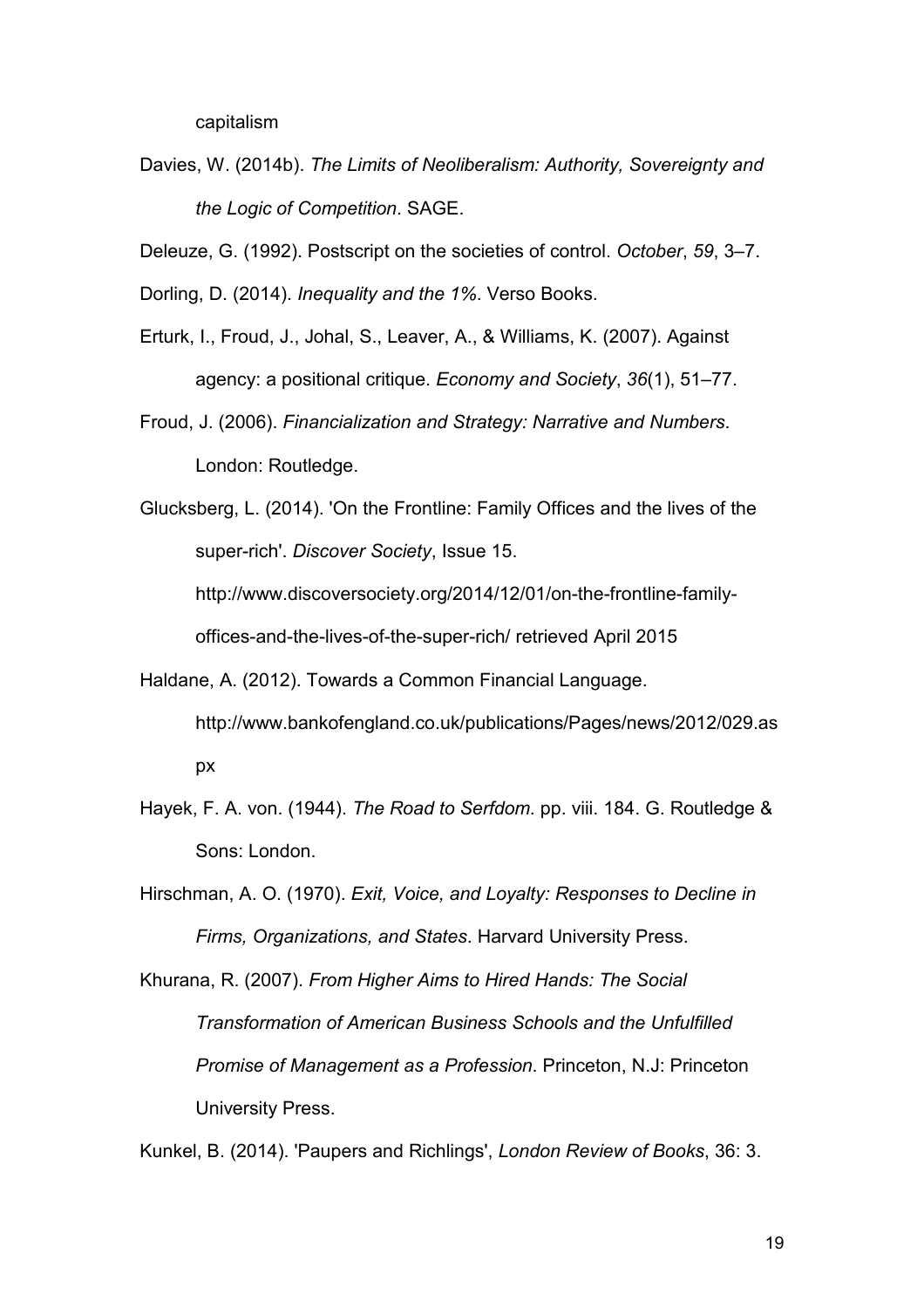capitalism

Davies, W. (2014b). *The Limits of Neoliberalism: Authority, Sovereignty and the Logic of Competition*. SAGE.

Deleuze, G. (1992). Postscript on the societies of control. *October*, *59*, 3–7.

Dorling, D. (2014). *Inequality and the 1%*. Verso Books.

Erturk, I., Froud, J., Johal, S., Leaver, A., & Williams, K. (2007). Against agency: a positional critique. *Economy and Society*, *36*(1), 51–77.

Froud, J. (2006). *Financialization and Strategy: Narrative and Numbers*. London: Routledge.

Glucksberg, L. (2014). 'On the Frontline: Family Offices and the lives of the super-rich'. *Discover Society*, Issue 15. http://www.discoversociety.org/2014/12/01/on-the-frontline-family-offices-and-the-lives-of-the-super-rich/ retrieved April 2015

Haldane, A. (2012). Towards a Common Financial Language. http://www.bankofengland.co.uk/publications/Pages/news/2012/029.aspx

Hayek, F. A. von. (1944). *The Road to Serfdom*. pp. viii. 184. G. Routledge & Sons: London.

Hirschman, A. O. (1970). *Exit, Voice, and Loyalty: Responses to Decline in Firms, Organizations, and States*. Harvard University Press.

Khurana, R. (2007). *From Higher Aims to Hired Hands: The Social Transformation of American Business Schools and the Unfulfilled Promise of Management as a Profession*. Princeton, N.J: Princeton University Press.

Kunkel, B. (2014). 'Paupers and Richlings', *London Review of Books*, 36: 3.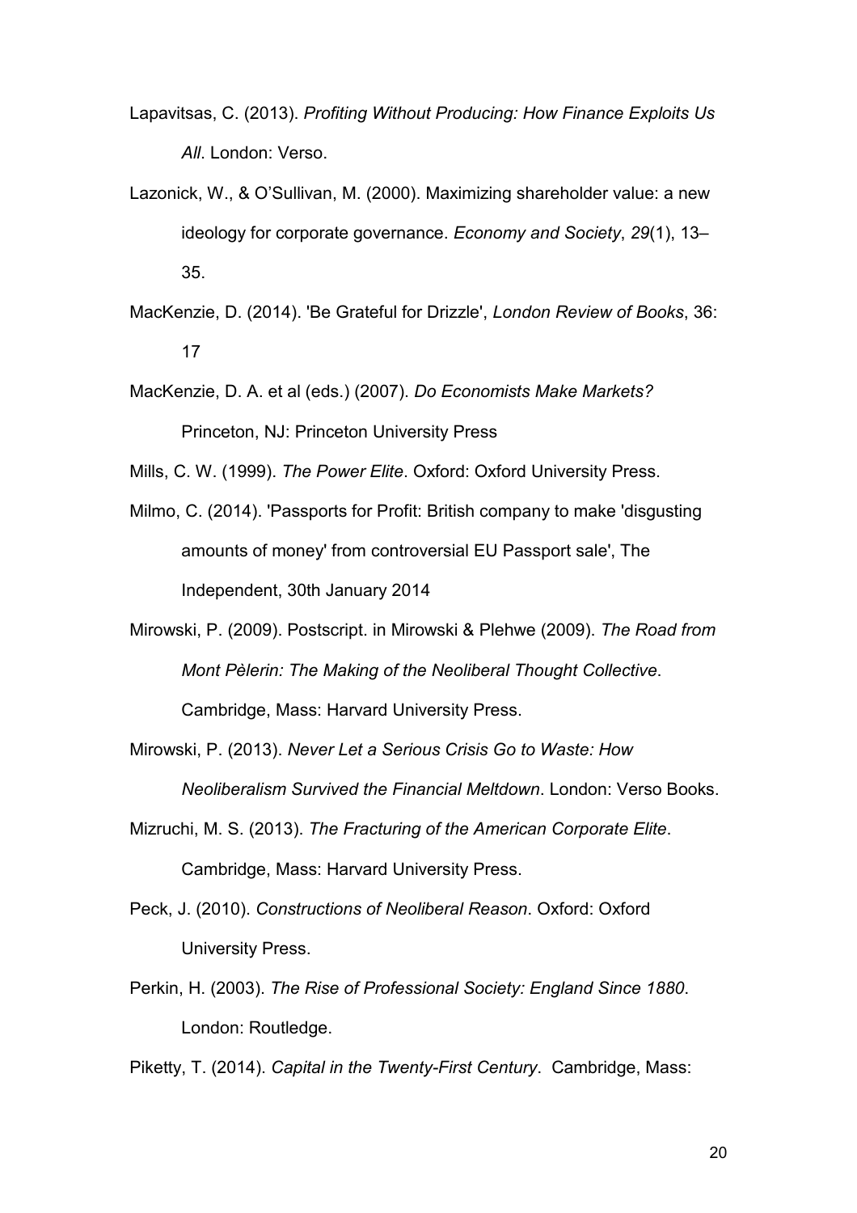Lapavitsas, C. (2013). *Profiting Without Producing: How Finance Exploits Us All*. London: Verso.

Lazonick, W., & O'Sullivan, M. (2000). Maximizing shareholder value: a new ideology for corporate governance. *Economy and Society*, *29*(1), 13–35.

MacKenzie, D. (2014). 'Be Grateful for Drizzle', *London Review of Books*, 36: 17

MacKenzie, D. A. et al (eds.) (2007). *Do Economists Make Markets?* Princeton, NJ: Princeton University Press

Mills, C. W. (1999). *The Power Elite*. Oxford: Oxford University Press.

Milmo, C. (2014). 'Passports for Profit: British company to make 'disgusting amounts of money' from controversial EU Passport sale', The Independent, 30th January 2014

Mirowski, P. (2009). Postscript. in Mirowski & Plehwe (2009). *The Road from Mont Pèlerin: The Making of the Neoliberal Thought Collective*. Cambridge, Mass: Harvard University Press.

Mirowski, P. (2013). *Never Let a Serious Crisis Go to Waste: How Neoliberalism Survived the Financial Meltdown*. London: Verso Books.

Mizruchi, M. S. (2013). *The Fracturing of the American Corporate Elite*. Cambridge, Mass: Harvard University Press.

Peck, J. (2010). *Constructions of Neoliberal Reason*. Oxford: Oxford University Press.

Perkin, H. (2003). *The Rise of Professional Society: England Since 1880*. London: Routledge.

Piketty, T. (2014). *Capital in the Twenty-First Century*. Cambridge, Mass: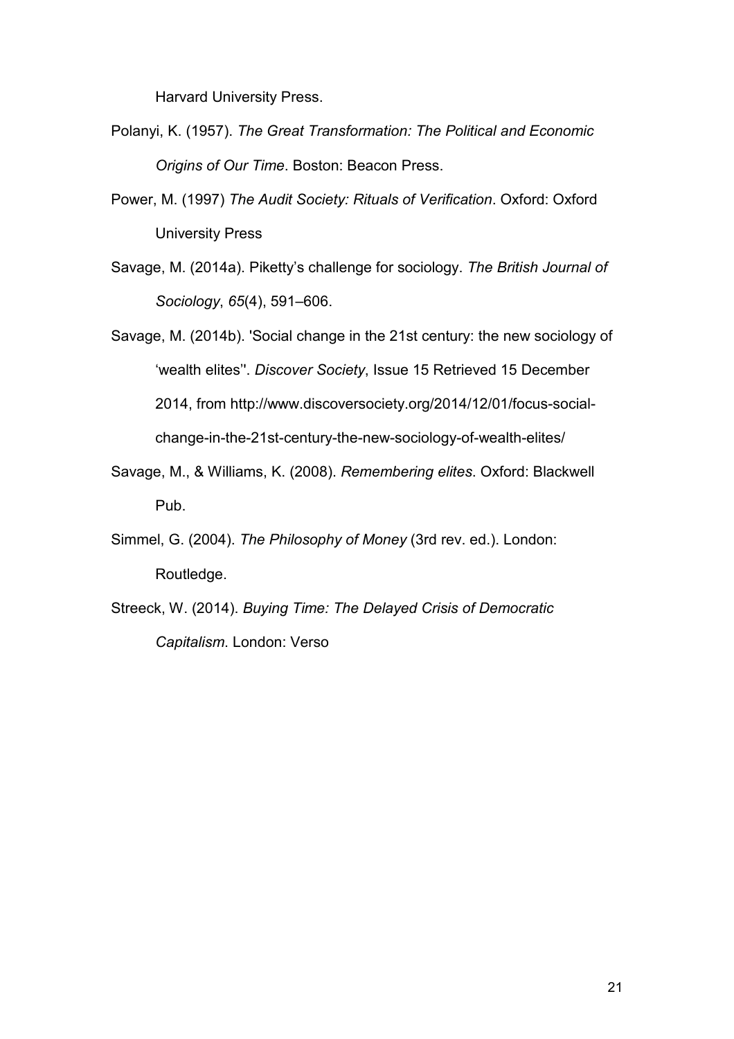Harvard University Press.

Polanyi, K. (1957). *The Great Transformation: The Political and Economic Origins of Our Time*. Boston: Beacon Press.

Power, M. (1997) *The Audit Society: Rituals of Verification*. Oxford: Oxford University Press

Savage, M. (2014a). Piketty's challenge for sociology. *The British Journal of Sociology*, *65*(4), 591–606.

Savage, M. (2014b). 'Social change in the 21st century: the new sociology of 'wealth elites''. *Discover Society*, Issue 15 Retrieved 15 December 2014, from http://www.discoversociety.org/2014/12/01/focus-social-change-in-the-21st-century-the-new-sociology-of-wealth-elites/

Savage, M., & Williams, K. (2008). *Remembering elites*. Oxford: Blackwell Pub.

Simmel, G. (2004). *The Philosophy of Money* (3rd rev. ed.). London: Routledge.

Streeck, W. (2014). *Buying Time: The Delayed Crisis of Democratic Capitalism*. London: Verso